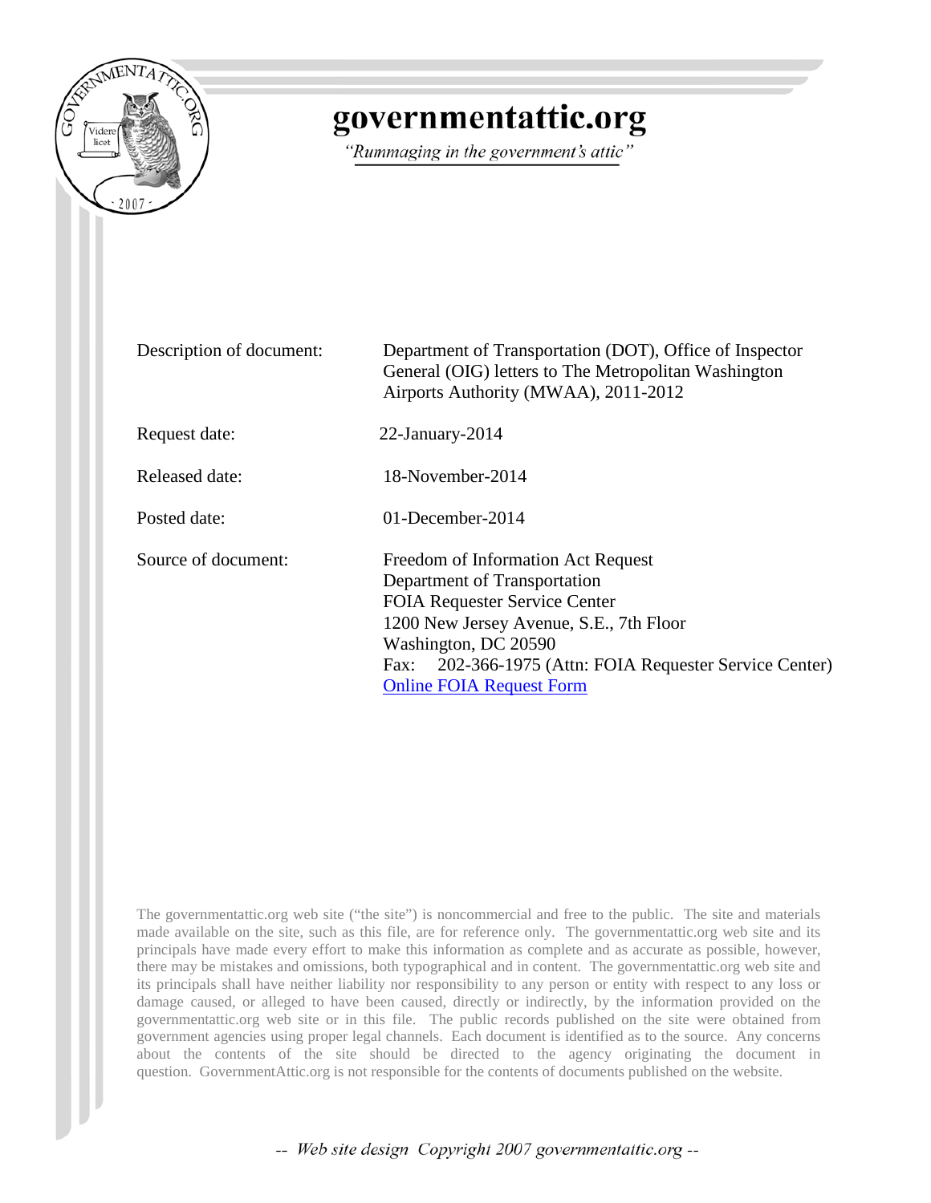# governmentattic.org

*"Rummaging in the government's attic"*

| | |
|---|---|
| Description of document: | Department of Transportation (DOT), Office of Inspector General (OIG) letters to The Metropolitan Washington Airports Authority (MWAA), 2011-2012 |
| Request date: | 22-January-2014 |
| Released date: | 18-November-2014 |
| Posted date: | 01-December-2014 |
| Source of document: | Freedom of Information Act Request<br>Department of Transportation<br>FOIA Requester Service Center<br>1200 New Jersey Avenue, S.E., 7th Floor<br>Washington, DC 20590<br>Fax: 202-366-1975 (Attn: FOIA Requester Service Center)<br>Online FOIA Request Form |

The governmentattic.org web site ("the site") is noncommercial and free to the public. The site and materials made available on the site, such as this file, are for reference only. The governmentattic.org web site and its principals have made every effort to make this information as complete and as accurate as possible, however, there may be mistakes and omissions, both typographical and in content. The governmentattic.org web site and its principals shall have neither liability nor responsibility to any person or entity with respect to any loss or damage caused, or alleged to have been caused, directly or indirectly, by the information provided on the governmentattic.org web site or in this file. The public records published on the site were obtained from government agencies using proper legal channels. Each document is identified as to the source. Any concerns about the contents of the site should be directed to the agency originating the document in question. GovernmentAttic.org is not responsible for the contents of documents published on the website.

*-- Web site design Copyright 2007 governmentattic.org --*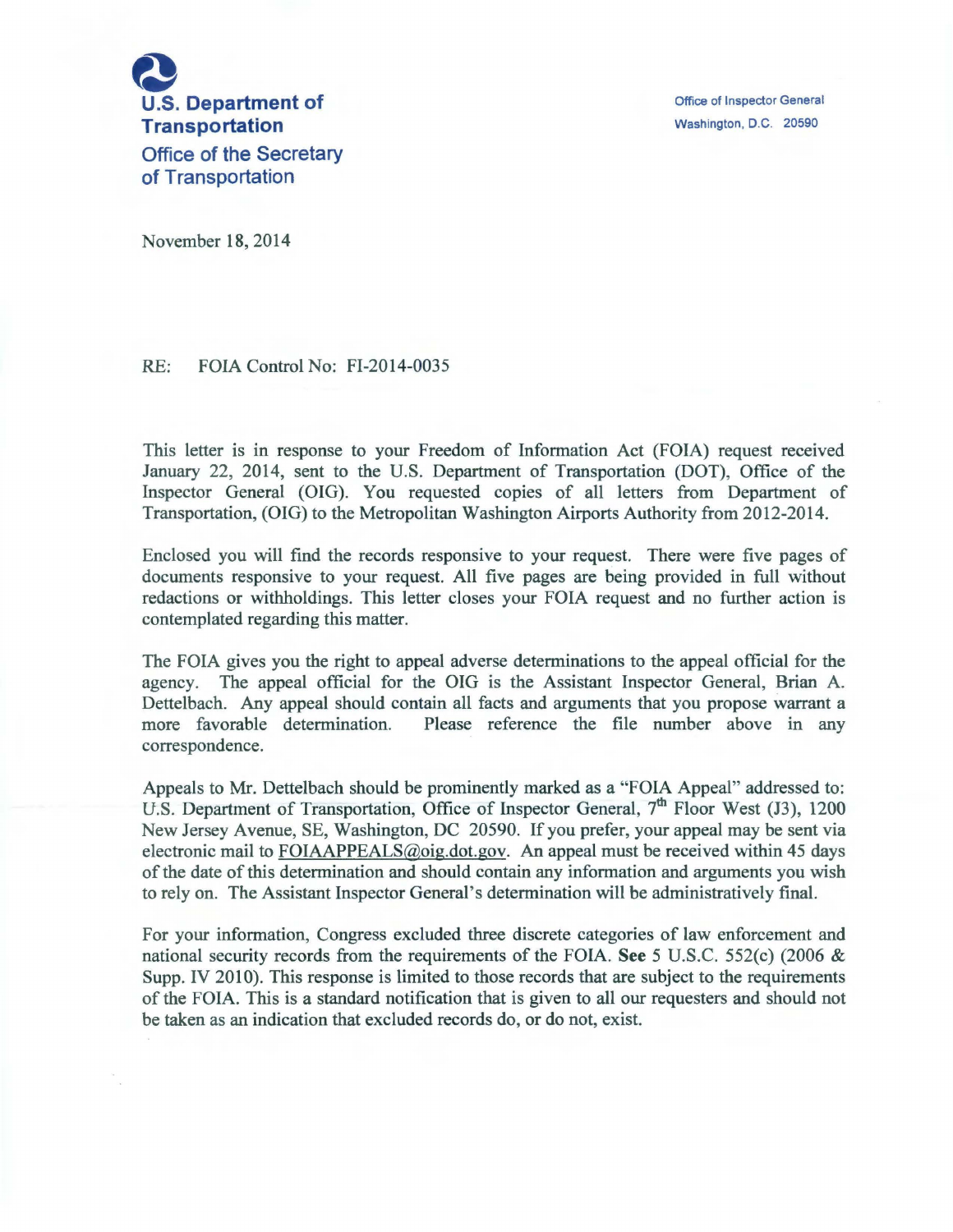**U.S. Department of Transportation**

**Office of the Secretary of Transportation**

Office of Inspector General
Washington, D.C. 20590

November 18, 2014

RE: FOIA Control No: FI-2014-0035

This letter is in response to your Freedom of Information Act (FOIA) request received January 22, 2014, sent to the U.S. Department of Transportation (DOT), Office of the Inspector General (OIG). You requested copies of all letters from Department of Transportation, (OIG) to the Metropolitan Washington Airports Authority from 2012-2014.

Enclosed you will find the records responsive to your request. There were five pages of documents responsive to your request. All five pages are being provided in full without redactions or withholdings. This letter closes your FOIA request and no further action is contemplated regarding this matter.

The FOIA gives you the right to appeal adverse determinations to the appeal official for the agency. The appeal official for the OIG is the Assistant Inspector General, Brian A. Dettelbach. Any appeal should contain all facts and arguments that you propose warrant a more favorable determination. Please reference the file number above in any correspondence.

Appeals to Mr. Dettelbach should be prominently marked as a "FOIA Appeal" addressed to: U.S. Department of Transportation, Office of Inspector General, 7th Floor West (J3), 1200 New Jersey Avenue, SE, Washington, DC 20590. If you prefer, your appeal may be sent via electronic mail to FOIAAPPEALS@oig.dot.gov. An appeal must be received within 45 days of the date of this determination and should contain any information and arguments you wish to rely on. The Assistant Inspector General's determination will be administratively final.

For your information, Congress excluded three discrete categories of law enforcement and national security records from the requirements of the FOIA. **See** 5 U.S.C. 552(c) (2006 & Supp. IV 2010). This response is limited to those records that are subject to the requirements of the FOIA. This is a standard notification that is given to all our requesters and should not be taken as an indication that excluded records do, or do not, exist.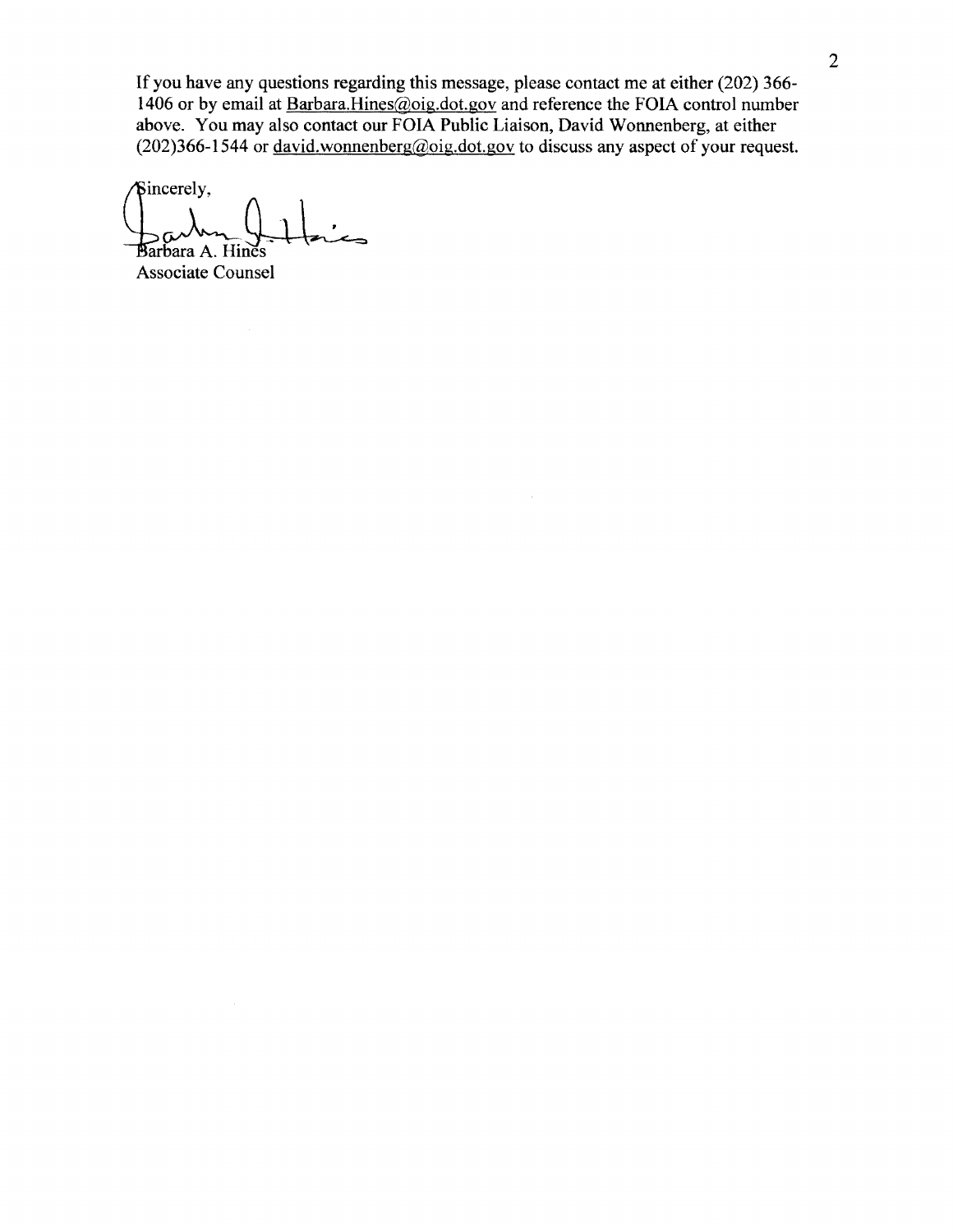If you have any questions regarding this message, please contact me at either (202) 366-1406 or by email at Barbara.Hines@oig.dot.gov and reference the FOIA control number above. You may also contact our FOIA Public Liaison, David Wonnenberg, at either (202)366-1544 or david.wonnenberg@oig.dot.gov to discuss any aspect of your request.

Sincerely,

Barbara A. Hines
Associate Counsel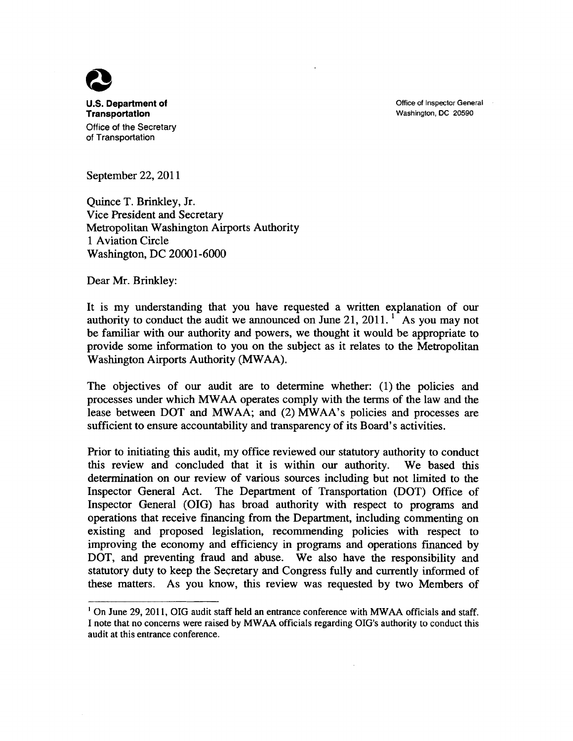**U.S. Department of Transportation**

Office of the Secretary of Transportation

Office of Inspector General
Washington, DC 20590

September 22, 2011

Quince T. Brinkley, Jr.
Vice President and Secretary
Metropolitan Washington Airports Authority
1 Aviation Circle
Washington, DC 20001-6000

Dear Mr. Brinkley:

It is my understanding that you have requested a written explanation of our authority to conduct the audit we announced on June 21, 2011.[1] As you may not be familiar with our authority and powers, we thought it would be appropriate to provide some information to you on the subject as it relates to the Metropolitan Washington Airports Authority (MWAA).

The objectives of our audit are to determine whether: (1) the policies and processes under which MWAA operates comply with the terms of the law and the lease between DOT and MWAA; and (2) MWAA's policies and processes are sufficient to ensure accountability and transparency of its Board's activities.

Prior to initiating this audit, my office reviewed our statutory authority to conduct this review and concluded that it is within our authority. We based this determination on our review of various sources including but not limited to the Inspector General Act. The Department of Transportation (DOT) Office of Inspector General (OIG) has broad authority with respect to programs and operations that receive financing from the Department, including commenting on existing and proposed legislation, recommending policies with respect to improving the economy and efficiency in programs and operations financed by DOT, and preventing fraud and abuse. We also have the responsibility and statutory duty to keep the Secretary and Congress fully and currently informed of these matters. As you know, this review was requested by two Members of

---

[1] On June 29, 2011, OIG audit staff held an entrance conference with MWAA officials and staff. I note that no concerns were raised by MWAA officials regarding OIG's authority to conduct this audit at this entrance conference.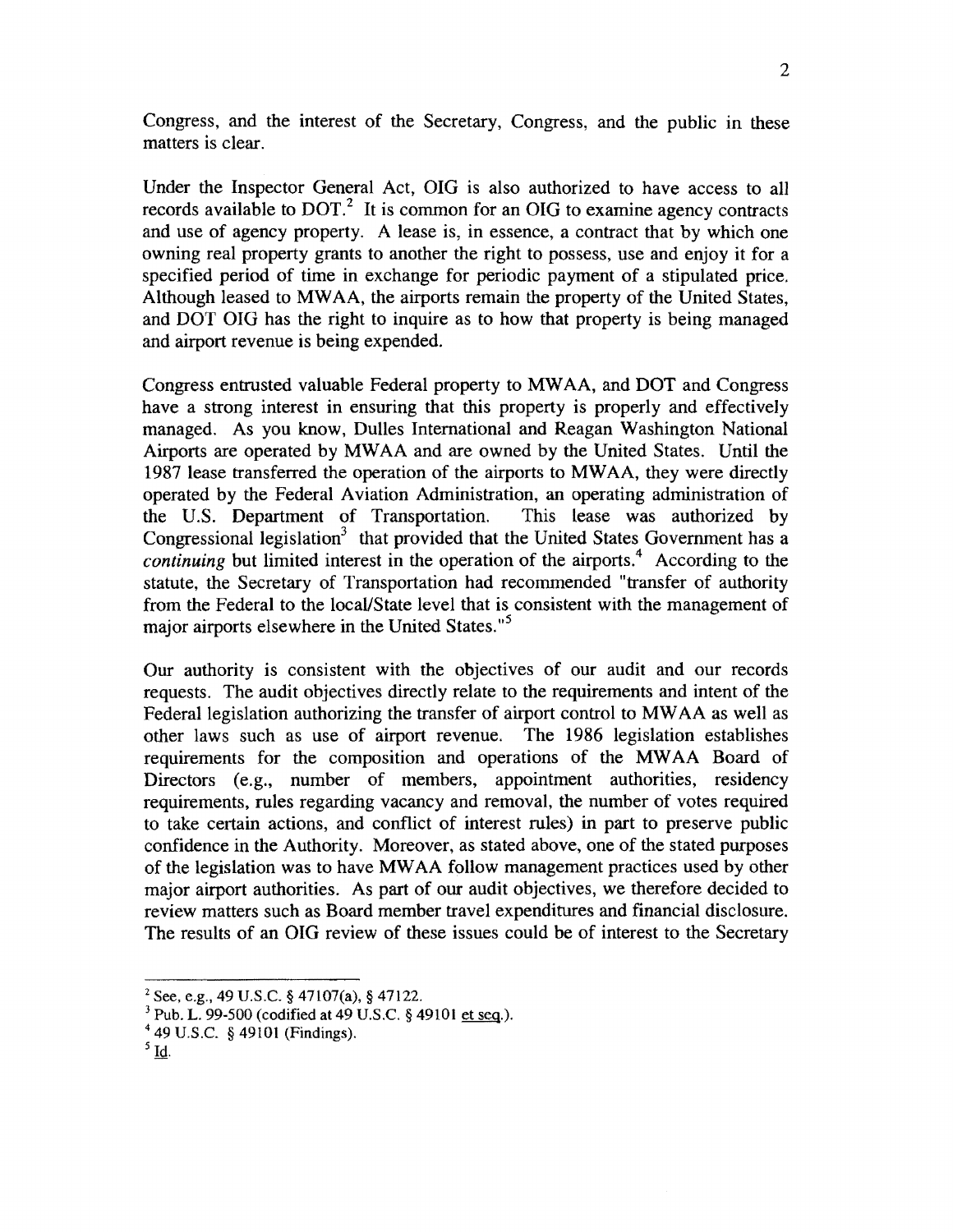Congress, and the interest of the Secretary, Congress, and the public in these matters is clear.

Under the Inspector General Act, OIG is also authorized to have access to all records available to DOT.[2] It is common for an OIG to examine agency contracts and use of agency property. A lease is, in essence, a contract that by which one owning real property grants to another the right to possess, use and enjoy it for a specified period of time in exchange for periodic payment of a stipulated price. Although leased to MWAA, the airports remain the property of the United States, and DOT OIG has the right to inquire as to how that property is being managed and airport revenue is being expended.

Congress entrusted valuable Federal property to MWAA, and DOT and Congress have a strong interest in ensuring that this property is properly and effectively managed. As you know, Dulles International and Reagan Washington National Airports are operated by MWAA and are owned by the United States. Until the 1987 lease transferred the operation of the airports to MWAA, they were directly operated by the Federal Aviation Administration, an operating administration of the U.S. Department of Transportation. This lease was authorized by Congressional legislation[3] that provided that the United States Government has a *continuing* but limited interest in the operation of the airports.[4] According to the statute, the Secretary of Transportation had recommended "transfer of authority from the Federal to the local/State level that is consistent with the management of major airports elsewhere in the United States."[5]

Our authority is consistent with the objectives of our audit and our records requests. The audit objectives directly relate to the requirements and intent of the Federal legislation authorizing the transfer of airport control to MWAA as well as other laws such as use of airport revenue. The 1986 legislation establishes requirements for the composition and operations of the MWAA Board of Directors (e.g., number of members, appointment authorities, residency requirements, rules regarding vacancy and removal, the number of votes required to take certain actions, and conflict of interest rules) in part to preserve public confidence in the Authority. Moreover, as stated above, one of the stated purposes of the legislation was to have MWAA follow management practices used by other major airport authorities. As part of our audit objectives, we therefore decided to review matters such as Board member travel expenditures and financial disclosure. The results of an OIG review of these issues could be of interest to the Secretary

---

[2] See, e.g., 49 U.S.C. § 47107(a), § 47122.

[3] Pub. L. 99-500 (codified at 49 U.S.C. § 49101 et seq.).

[4] 49 U.S.C. § 49101 (Findings).

[5] Id.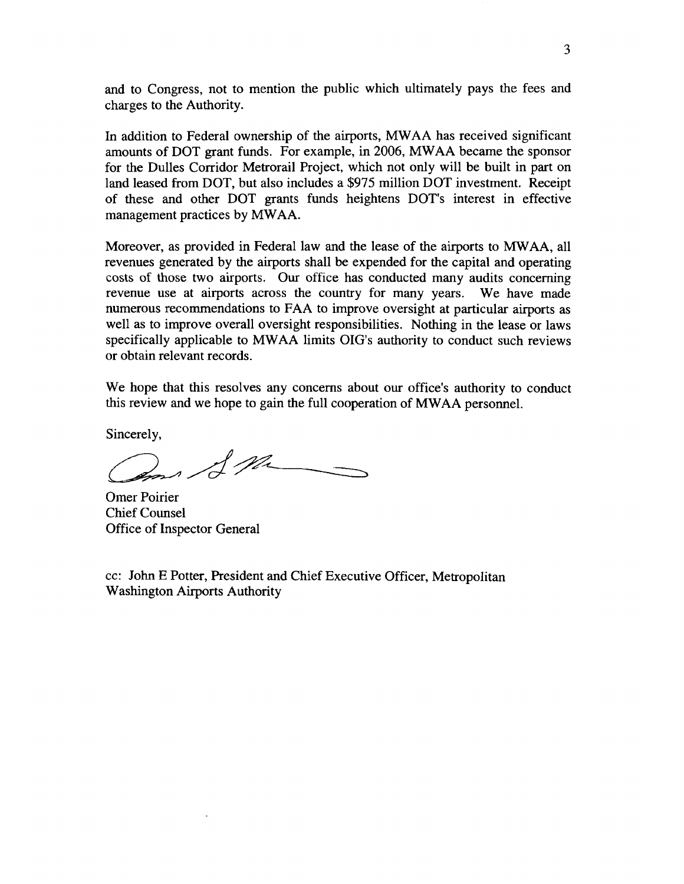and to Congress, not to mention the public which ultimately pays the fees and charges to the Authority.

In addition to Federal ownership of the airports, MWAA has received significant amounts of DOT grant funds. For example, in 2006, MWAA became the sponsor for the Dulles Corridor Metrorail Project, which not only will be built in part on land leased from DOT, but also includes a $975 million DOT investment. Receipt of these and other DOT grants funds heightens DOT's interest in effective management practices by MWAA.

Moreover, as provided in Federal law and the lease of the airports to MWAA, all revenues generated by the airports shall be expended for the capital and operating costs of those two airports. Our office has conducted many audits concerning revenue use at airports across the country for many years. We have made numerous recommendations to FAA to improve oversight at particular airports as well as to improve overall oversight responsibilities. Nothing in the lease or laws specifically applicable to MWAA limits OIG's authority to conduct such reviews or obtain relevant records.

We hope that this resolves any concerns about our office's authority to conduct this review and we hope to gain the full cooperation of MWAA personnel.

Sincerely,

Omer Poirier
Chief Counsel
Office of Inspector General

cc: John E Potter, President and Chief Executive Officer, Metropolitan Washington Airports Authority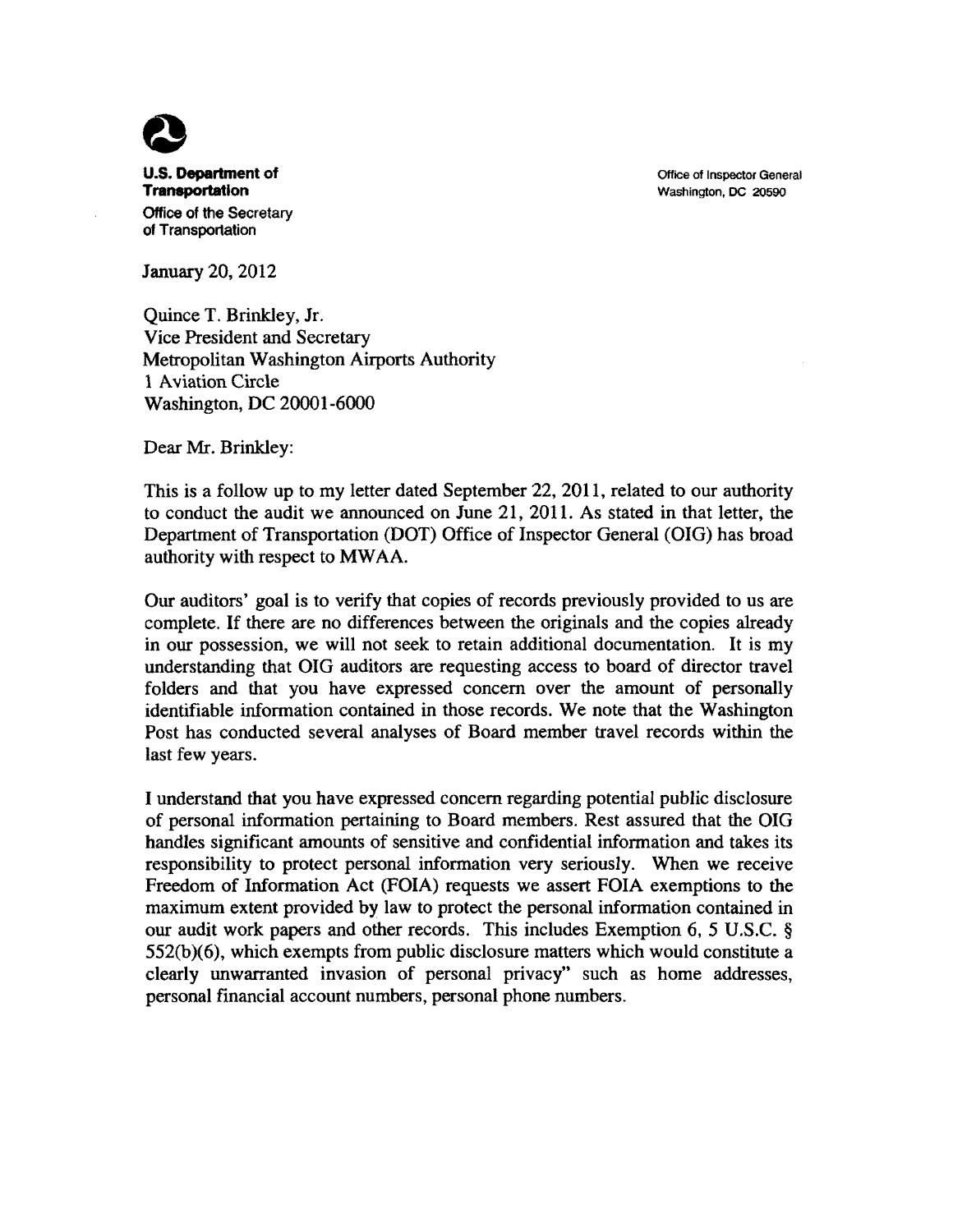**U.S. Department of Transportation**

Office of the Secretary of Transportation

Office of Inspector General
Washington, DC 20590

January 20, 2012

Quince T. Brinkley, Jr.
Vice President and Secretary
Metropolitan Washington Airports Authority
1 Aviation Circle
Washington, DC 20001-6000

Dear Mr. Brinkley:

This is a follow up to my letter dated September 22, 2011, related to our authority to conduct the audit we announced on June 21, 2011. As stated in that letter, the Department of Transportation (DOT) Office of Inspector General (OIG) has broad authority with respect to MWAA.

Our auditors' goal is to verify that copies of records previously provided to us are complete. If there are no differences between the originals and the copies already in our possession, we will not seek to retain additional documentation. It is my understanding that OIG auditors are requesting access to board of director travel folders and that you have expressed concern over the amount of personally identifiable information contained in those records. We note that the Washington Post has conducted several analyses of Board member travel records within the last few years.

I understand that you have expressed concern regarding potential public disclosure of personal information pertaining to Board members. Rest assured that the OIG handles significant amounts of sensitive and confidential information and takes its responsibility to protect personal information very seriously. When we receive Freedom of Information Act (FOIA) requests we assert FOIA exemptions to the maximum extent provided by law to protect the personal information contained in our audit work papers and other records. This includes Exemption 6, 5 U.S.C. § 552(b)(6), which exempts from public disclosure matters which would constitute a clearly unwarranted invasion of personal privacy" such as home addresses, personal financial account numbers, personal phone numbers.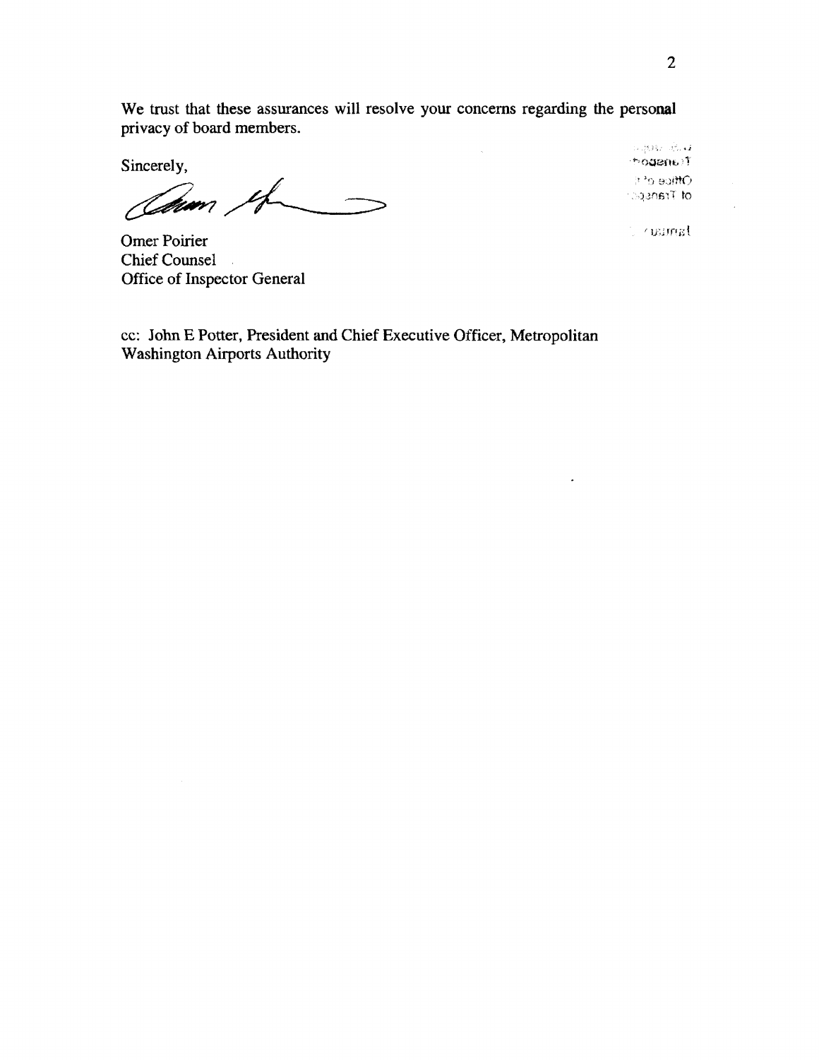We trust that these assurances will resolve your concerns regarding the personal privacy of board members.

Sincerely,

Omer Poirier
Chief Counsel
Office of Inspector General

cc: John E Potter, President and Chief Executive Officer, Metropolitan Washington Airports Authority